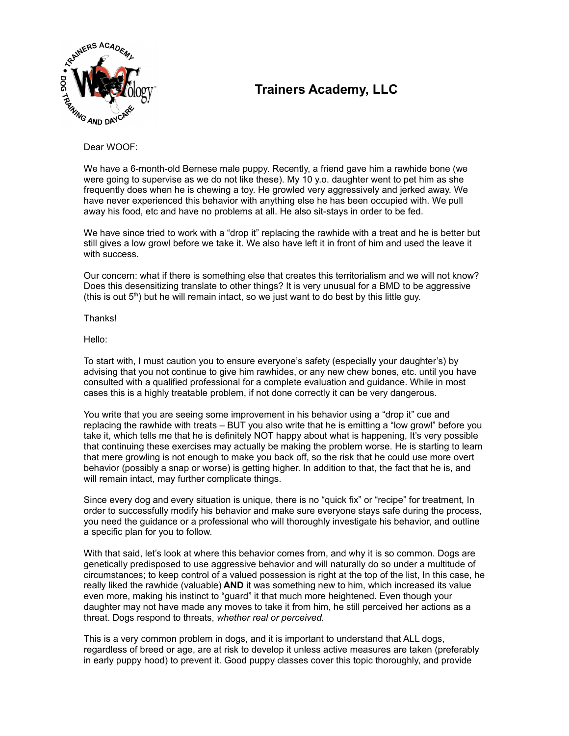# Trainers Academy, LLC

Dear WOOF:

We have a 6-month-old Bernese male puppy. Recently, a friend gave him a rawhide bone (we were going to supervise as we do not like these). My 10 y.o. daughter went to pet him as she frequently does when he is chewing a toy. He growled very aggressively and jerked away. We have never experienced this behavior with anything else he has been occupied with. We pull away his food, etc and have no problems at all. He also sit-stays in order to be fed.

We have since tried to work with a "drop it" replacing the rawhide with a treat and he is better but still gives a low growl before we take it. We also have left it in front of him and used the leave it with success.

Our concern: what if there is something else that creates this territorialism and we will not know? Does this desensitizing translate to other things? It is very unusual for a BMD to be aggressive (this is out 5th) but he will remain intact, so we just want to do best by this little guy.

Thanks!

Hello:

To start with, I must caution you to ensure everyone's safety (especially your daughter's) by advising that you not continue to give him rawhides, or any new chew bones, etc. until you have consulted with a qualified professional for a complete evaluation and guidance. While in most cases this is a highly treatable problem, if not done correctly it can be very dangerous.

You write that you are seeing some improvement in his behavior using a "drop it" cue and replacing the rawhide with treats – BUT you also write that he is emitting a "low growl" before you take it, which tells me that he is definitely NOT happy about what is happening, It's very possible that continuing these exercises may actually be making the problem worse. He is starting to learn that mere growling is not enough to make you back off, so the risk that he could use more overt behavior (possibly a snap or worse) is getting higher. In addition to that, the fact that he is, and will remain intact, may further complicate things.

Since every dog and every situation is unique, there is no "quick fix" or "recipe" for treatment, In order to successfully modify his behavior and make sure everyone stays safe during the process, you need the guidance or a professional who will thoroughly investigate his behavior, and outline a specific plan for you to follow.

With that said, let's look at where this behavior comes from, and why it is so common. Dogs are genetically predisposed to use aggressive behavior and will naturally do so under a multitude of circumstances; to keep control of a valued possession is right at the top of the list, In this case, he really liked the rawhide (valuable) **AND** it was something new to him, which increased its value even more, making his instinct to "guard" it that much more heightened. Even though your daughter may not have made any moves to take it from him, he still perceived her actions as a threat. Dogs respond to threats, *whether real or perceived.*

This is a very common problem in dogs, and it is important to understand that ALL dogs, regardless of breed or age, are at risk to develop it unless active measures are taken (preferably in early puppy hood) to prevent it. Good puppy classes cover this topic thoroughly, and provide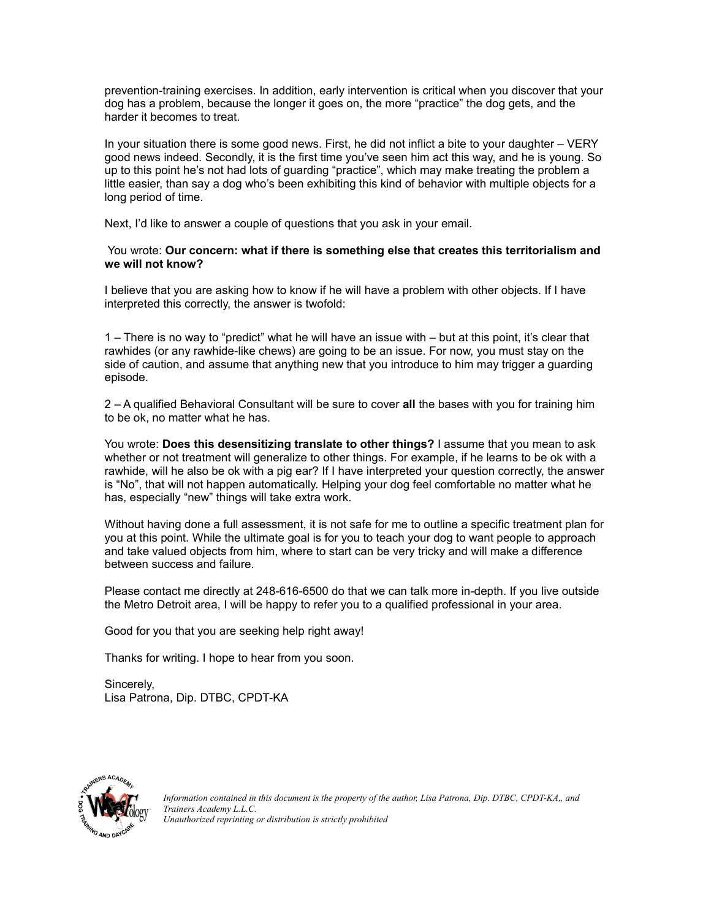prevention-training exercises. In addition, early intervention is critical when you discover that your dog has a problem, because the longer it goes on, the more "practice" the dog gets, and the harder it becomes to treat.

In your situation there is some good news. First, he did not inflict a bite to your daughter – VERY good news indeed. Secondly, it is the first time you've seen him act this way, and he is young. So up to this point he's not had lots of guarding "practice", which may make treating the problem a little easier, than say a dog who's been exhibiting this kind of behavior with multiple objects for a long period of time.

Next, I'd like to answer a couple of questions that you ask in your email.

You wrote: **Our concern: what if there is something else that creates this territorialism and we will not know?**

I believe that you are asking how to know if he will have a problem with other objects. If I have interpreted this correctly, the answer is twofold:

1 – There is no way to "predict" what he will have an issue with – but at this point, it's clear that rawhides (or any rawhide-like chews) are going to be an issue. For now, you must stay on the side of caution, and assume that anything new that you introduce to him may trigger a guarding episode.

2 – A qualified Behavioral Consultant will be sure to cover **all** the bases with you for training him to be ok, no matter what he has.

You wrote: **Does this desensitizing translate to other things?** I assume that you mean to ask whether or not treatment will generalize to other things. For example, if he learns to be ok with a rawhide, will he also be ok with a pig ear? If I have interpreted your question correctly, the answer is "No", that will not happen automatically. Helping your dog feel comfortable no matter what he has, especially "new" things will take extra work.

Without having done a full assessment, it is not safe for me to outline a specific treatment plan for you at this point. While the ultimate goal is for you to teach your dog to want people to approach and take valued objects from him, where to start can be very tricky and will make a difference between success and failure.

Please contact me directly at 248-616-6500 do that we can talk more in-depth. If you live outside the Metro Detroit area, I will be happy to refer you to a qualified professional in your area.

Good for you that you are seeking help right away!

Thanks for writing. I hope to hear from you soon.

Sincerely,
Lisa Patrona, Dip. DTBC, CPDT-KA

*Information contained in this document is the property of the author, Lisa Patrona, Dip. DTBC, CPDT-KA,, and Trainers Academy L.L.C.*
*Unauthorized reprinting or distribution is strictly prohibited*